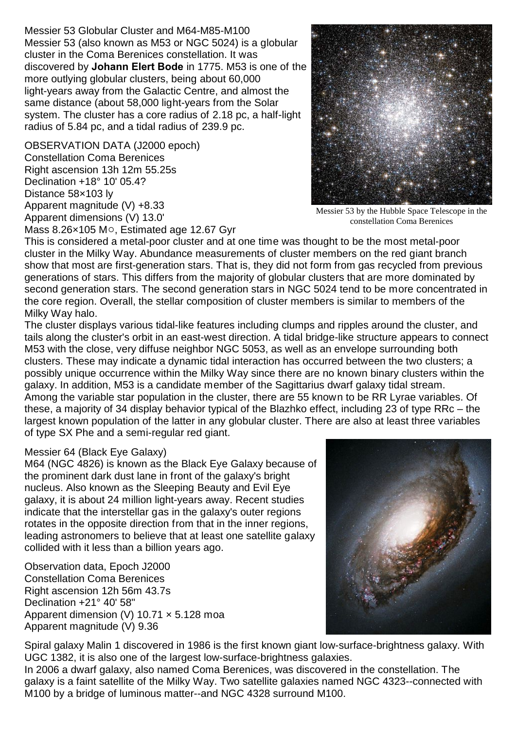Messier 53 Globular Cluster and M64-M85-M100

Messier 53 (also known as M53 or NGC 5024) is a globular cluster in the Coma Berenices constellation. It was discovered by **Johann Elert Bode** in 1775. M53 is one of the more outlying globular clusters, being about 60,000 light-years away from the Galactic Centre, and almost the same distance (about 58,000 light-years from the Solar system. The cluster has a core radius of 2.18 pc, a half-light radius of 5.84 pc, and a tidal radius of 239.9 pc.

OBSERVATION DATA (J2000 epoch)
Constellation Coma Berenices
Right ascension 13h 12m 55.25s
Declination +18° 10' 05.4?
Distance 58×103 ly
Apparent magnitude (V) +8.33
Apparent dimensions (V) 13.0'
Mass 8.26×105 M○, Estimated age 12.67 Gyr

Messier 53 by the Hubble Space Telescope in the constellation Coma Berenices

This is considered a metal-poor cluster and at one time was thought to be the most metal-poor cluster in the Milky Way. Abundance measurements of cluster members on the red giant branch show that most are first-generation stars. That is, they did not form from gas recycled from previous generations of stars. This differs from the majority of globular clusters that are more dominated by second generation stars. The second generation stars in NGC 5024 tend to be more concentrated in the core region. Overall, the stellar composition of cluster members is similar to members of the Milky Way halo.

The cluster displays various tidal-like features including clumps and ripples around the cluster, and tails along the cluster's orbit in an east-west direction. A tidal bridge-like structure appears to connect M53 with the close, very diffuse neighbor NGC 5053, as well as an envelope surrounding both clusters. These may indicate a dynamic tidal interaction has occurred between the two clusters; a possibly unique occurrence within the Milky Way since there are no known binary clusters within the galaxy. In addition, M53 is a candidate member of the Sagittarius dwarf galaxy tidal stream.

Among the variable star population in the cluster, there are 55 known to be RR Lyrae variables. Of these, a majority of 34 display behavior typical of the Blazhko effect, including 23 of type RRc – the largest known population of the latter in any globular cluster. There are also at least three variables of type SX Phe and a semi-regular red giant.

Messier 64 (Black Eye Galaxy)

M64 (NGC 4826) is known as the Black Eye Galaxy because of the prominent dark dust lane in front of the galaxy's bright nucleus. Also known as the Sleeping Beauty and Evil Eye galaxy, it is about 24 million light-years away. Recent studies indicate that the interstellar gas in the galaxy's outer regions rotates in the opposite direction from that in the inner regions, leading astronomers to believe that at least one satellite galaxy collided with it less than a billion years ago.

Observation data, Epoch J2000
Constellation Coma Berenices
Right ascension 12h 56m 43.7s
Declination +21° 40' 58"
Apparent dimension (V) 10.71 × 5.128 moa
Apparent magnitude (V) 9.36

Spiral galaxy Malin 1 discovered in 1986 is the first known giant low-surface-brightness galaxy. With UGC 1382, it is also one of the largest low-surface-brightness galaxies.

In 2006 a dwarf galaxy, also named Coma Berenices, was discovered in the constellation. The galaxy is a faint satellite of the Milky Way. Two satellite galaxies named NGC 4323--connected with M100 by a bridge of luminous matter--and NGC 4328 surround M100.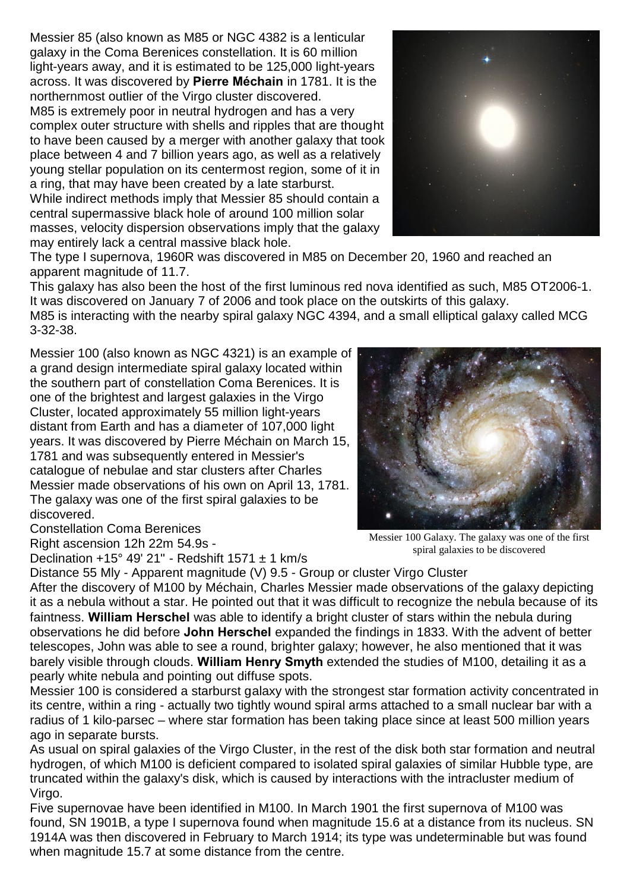Messier 85 (also known as M85 or NGC 4382 is a lenticular galaxy in the Coma Berenices constellation. It is 60 million light-years away, and it is estimated to be 125,000 light-years across. It was discovered by **Pierre Méchain** in 1781. It is the northernmost outlier of the Virgo cluster discovered.

M85 is extremely poor in neutral hydrogen and has a very complex outer structure with shells and ripples that are thought to have been caused by a merger with another galaxy that took place between 4 and 7 billion years ago, as well as a relatively young stellar population on its centermost region, some of it in a ring, that may have been created by a late starburst.

While indirect methods imply that Messier 85 should contain a central supermassive black hole of around 100 million solar masses, velocity dispersion observations imply that the galaxy may entirely lack a central massive black hole.

The type I supernova, 1960R was discovered in M85 on December 20, 1960 and reached an apparent magnitude of 11.7.

This galaxy has also been the host of the first luminous red nova identified as such, M85 OT2006-1. It was discovered on January 7 of 2006 and took place on the outskirts of this galaxy.

M85 is interacting with the nearby spiral galaxy NGC 4394, and a small elliptical galaxy called MCG 3-32-38.

Messier 100 (also known as NGC 4321) is an example of a grand design intermediate spiral galaxy located within the southern part of constellation Coma Berenices. It is one of the brightest and largest galaxies in the Virgo Cluster, located approximately 55 million light-years distant from Earth and has a diameter of 107,000 light years. It was discovered by Pierre Méchain on March 15, 1781 and was subsequently entered in Messier's catalogue of nebulae and star clusters after Charles Messier made observations of his own on April 13, 1781. The galaxy was one of the first spiral galaxies to be discovered.

Messier 100 Galaxy. The galaxy was one of the first spiral galaxies to be discovered

Constellation Coma Berenices

Right ascension 12h 22m 54.9s -

Declination +15° 49' 21'' - Redshift 1571 ± 1 km/s

Distance 55 Mly - Apparent magnitude (V) 9.5 - Group or cluster Virgo Cluster

After the discovery of M100 by Méchain, Charles Messier made observations of the galaxy depicting it as a nebula without a star. He pointed out that it was difficult to recognize the nebula because of its faintness. **William Herschel** was able to identify a bright cluster of stars within the nebula during observations he did before **John Herschel** expanded the findings in 1833. With the advent of better telescopes, John was able to see a round, brighter galaxy; however, he also mentioned that it was barely visible through clouds. **William Henry Smyth** extended the studies of M100, detailing it as a pearly white nebula and pointing out diffuse spots.

Messier 100 is considered a starburst galaxy with the strongest star formation activity concentrated in its centre, within a ring - actually two tightly wound spiral arms attached to a small nuclear bar with a radius of 1 kilo-parsec – where star formation has been taking place since at least 500 million years ago in separate bursts.

As usual on spiral galaxies of the Virgo Cluster, in the rest of the disk both star formation and neutral hydrogen, of which M100 is deficient compared to isolated spiral galaxies of similar Hubble type, are truncated within the galaxy's disk, which is caused by interactions with the intracluster medium of Virgo.

Five supernovae have been identified in M100. In March 1901 the first supernova of M100 was found, SN 1901B, a type I supernova found when magnitude 15.6 at a distance from its nucleus. SN 1914A was then discovered in February to March 1914; its type was undeterminable but was found when magnitude 15.7 at some distance from the centre.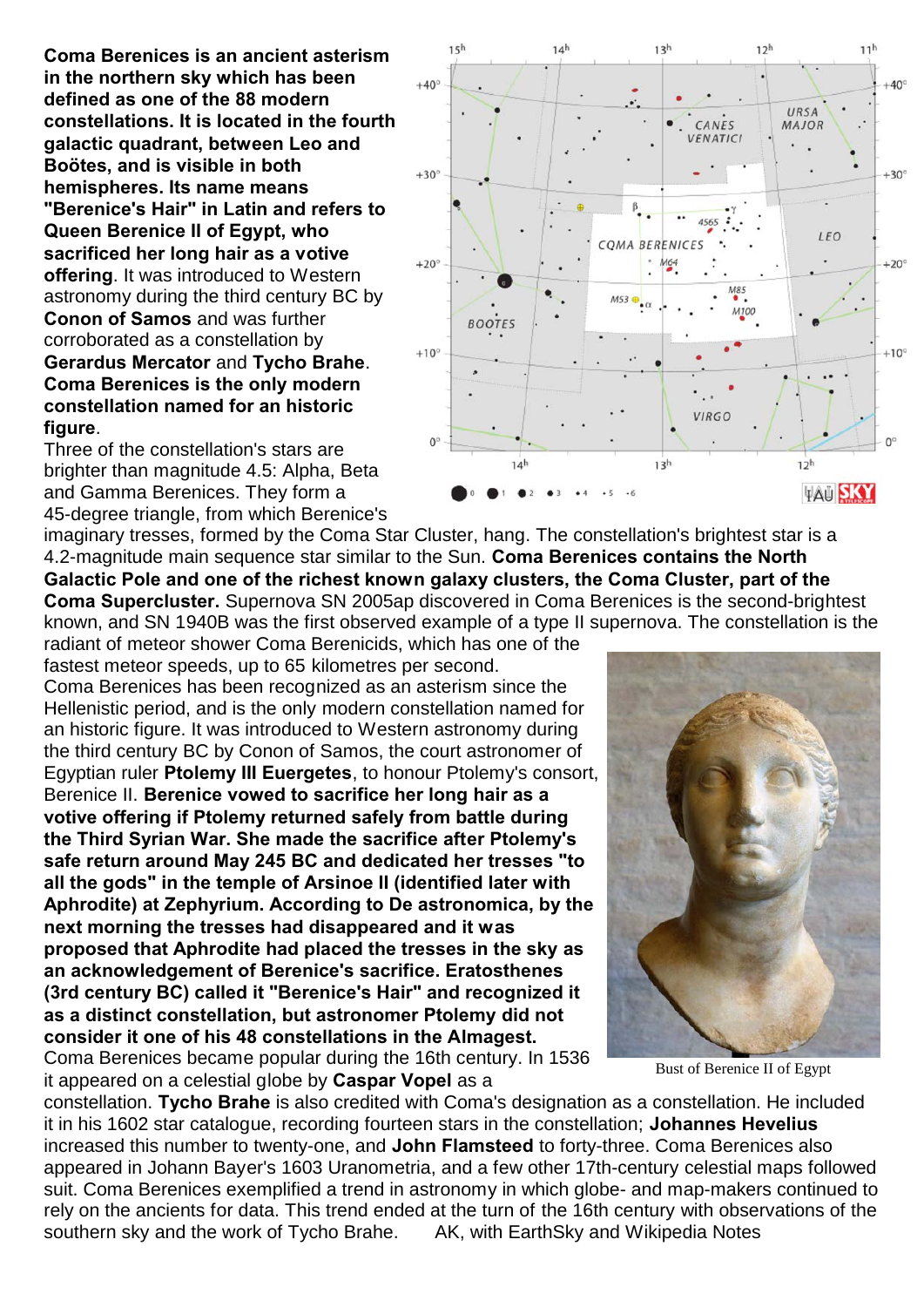**Coma Berenices is an ancient asterism in the northern sky which has been defined as one of the 88 modern constellations. It is located in the fourth galactic quadrant, between Leo and Boötes, and is visible in both hemispheres. Its name means "Berenice's Hair" in Latin and refers to Queen Berenice II of Egypt, who sacrificed her long hair as a votive offering**. It was introduced to Western astronomy during the third century BC by **Conon of Samos** and was further corroborated as a constellation by **Gerardus Mercator** and **Tycho Brahe**. **Coma Berenices is the only modern constellation named for an historic figure**.

Three of the constellation's stars are brighter than magnitude 4.5: Alpha, Beta and Gamma Berenices. They form a 45-degree triangle, from which Berenice's imaginary tresses, formed by the Coma Star Cluster, hang. The constellation's brightest star is a 4.2-magnitude main sequence star similar to the Sun. **Coma Berenices contains the North Galactic Pole and one of the richest known galaxy clusters, the Coma Cluster, part of the Coma Supercluster.** Supernova SN 2005ap discovered in Coma Berenices is the second-brightest known, and SN 1940B was the first observed example of a type II supernova. The constellation is the radiant of meteor shower Coma Berenicids, which has one of the fastest meteor speeds, up to 65 kilometres per second.

Coma Berenices has been recognized as an asterism since the Hellenistic period, and is the only modern constellation named for an historic figure. It was introduced to Western astronomy during the third century BC by Conon of Samos, the court astronomer of Egyptian ruler **Ptolemy III Euergetes**, to honour Ptolemy's consort, Berenice II. **Berenice vowed to sacrifice her long hair as a votive offering if Ptolemy returned safely from battle during the Third Syrian War. She made the sacrifice after Ptolemy's safe return around May 245 BC and dedicated her tresses "to all the gods" in the temple of Arsinoe II (identified later with Aphrodite) at Zephyrium. According to De astronomica, by the next morning the tresses had disappeared and it was proposed that Aphrodite had placed the tresses in the sky as an acknowledgement of Berenice's sacrifice. Eratosthenes (3rd century BC) called it "Berenice's Hair" and recognized it as a distinct constellation, but astronomer Ptolemy did not consider it one of his 48 constellations in the Almagest.**

Coma Berenices became popular during the 16th century. In 1536 it appeared on a celestial globe by **Caspar Vopel** as a constellation. **Tycho Brahe** is also credited with Coma's designation as a constellation. He included it in his 1602 star catalogue, recording fourteen stars in the constellation; **Johannes Hevelius** increased this number to twenty-one, and **John Flamsteed** to forty-three. Coma Berenices also appeared in Johann Bayer's 1603 Uranometria, and a few other 17th-century celestial maps followed suit. Coma Berenices exemplified a trend in astronomy in which globe- and map-makers continued to rely on the ancients for data. This trend ended at the turn of the 16th century with observations of the southern sky and the work of Tycho Brahe.

Bust of Berenice II of Egypt

AK, with EarthSky and Wikipedia Notes